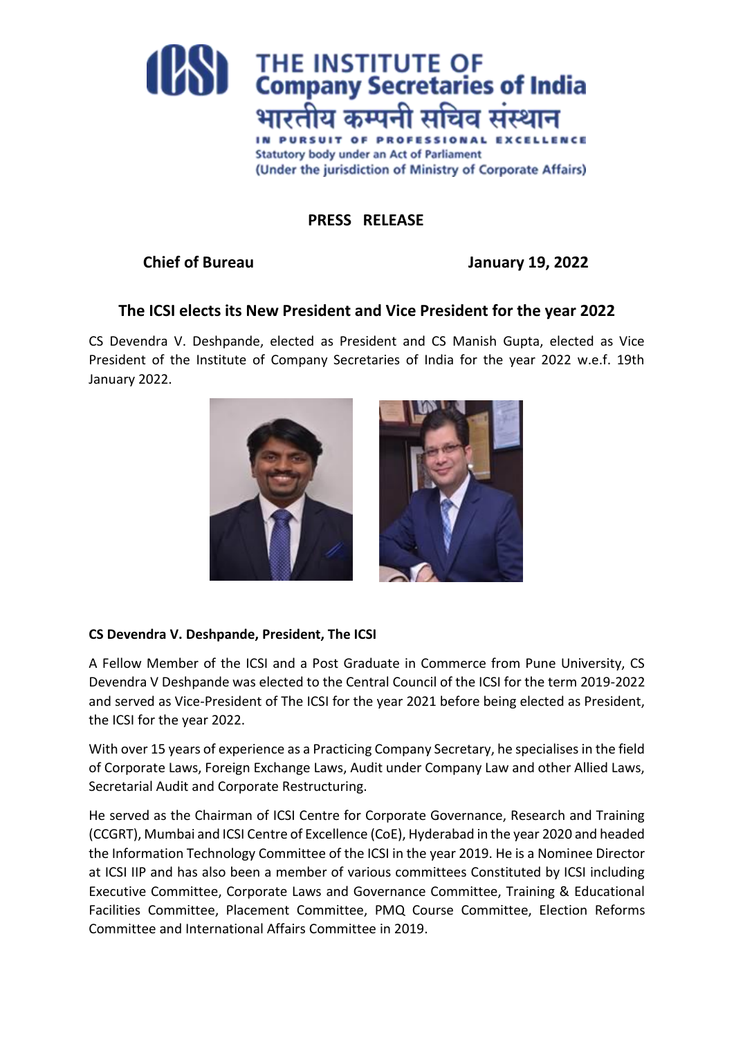# THE INSTITUTE OF Company Secretaries of India

भारतीय कम्पनी सचिव संस्थान

IN PURSUIT OF PROFESSIONAL EXCELLENCE

Statutory body under an Act of Parliament

(Under the jurisdiction of Ministry of Corporate Affairs)

## PRESS RELEASE

**Chief of Bureau** **January 19, 2022**

## The ICSI elects its New President and Vice President for the year 2022

CS Devendra V. Deshpande, elected as President and CS Manish Gupta, elected as Vice President of the Institute of Company Secretaries of India for the year 2022 w.e.f. 19th January 2022.

### CS Devendra V. Deshpande, President, The ICSI

A Fellow Member of the ICSI and a Post Graduate in Commerce from Pune University, CS Devendra V Deshpande was elected to the Central Council of the ICSI for the term 2019-2022 and served as Vice-President of The ICSI for the year 2021 before being elected as President, the ICSI for the year 2022.

With over 15 years of experience as a Practicing Company Secretary, he specialises in the field of Corporate Laws, Foreign Exchange Laws, Audit under Company Law and other Allied Laws, Secretarial Audit and Corporate Restructuring.

He served as the Chairman of ICSI Centre for Corporate Governance, Research and Training (CCGRT), Mumbai and ICSI Centre of Excellence (CoE), Hyderabad in the year 2020 and headed the Information Technology Committee of the ICSI in the year 2019. He is a Nominee Director at ICSI IIP and has also been a member of various committees Constituted by ICSI including Executive Committee, Corporate Laws and Governance Committee, Training & Educational Facilities Committee, Placement Committee, PMQ Course Committee, Election Reforms Committee and International Affairs Committee in 2019.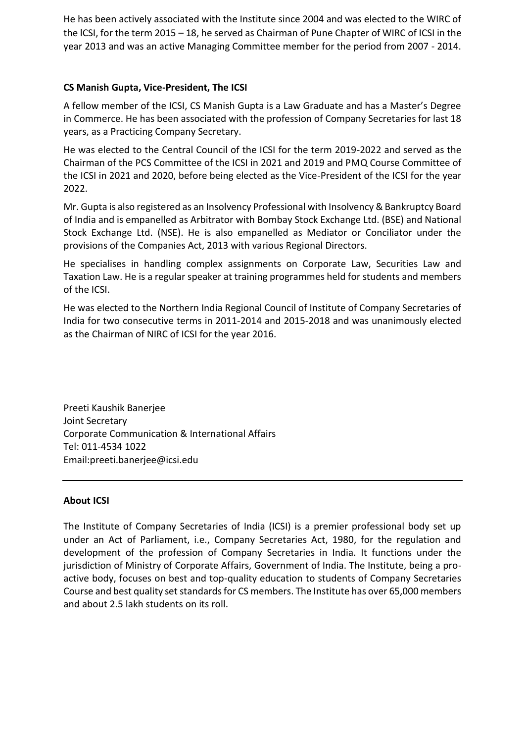He has been actively associated with the Institute since 2004 and was elected to the WIRC of the lCSI, for the term 2015 – 18, he served as Chairman of Pune Chapter of WIRC of ICSI in the year 2013 and was an active Managing Committee member for the period from 2007 - 2014.

**CS Manish Gupta, Vice-President, The ICSI**

A fellow member of the ICSI, CS Manish Gupta is a Law Graduate and has a Master's Degree in Commerce. He has been associated with the profession of Company Secretaries for last 18 years, as a Practicing Company Secretary.

He was elected to the Central Council of the ICSI for the term 2019-2022 and served as the Chairman of the PCS Committee of the ICSI in 2021 and 2019 and PMQ Course Committee of the ICSI in 2021 and 2020, before being elected as the Vice-President of the ICSI for the year 2022.

Mr. Gupta is also registered as an Insolvency Professional with Insolvency & Bankruptcy Board of India and is empanelled as Arbitrator with Bombay Stock Exchange Ltd. (BSE) and National Stock Exchange Ltd. (NSE). He is also empanelled as Mediator or Conciliator under the provisions of the Companies Act, 2013 with various Regional Directors.

He specialises in handling complex assignments on Corporate Law, Securities Law and Taxation Law. He is a regular speaker at training programmes held for students and members of the ICSI.

He was elected to the Northern India Regional Council of Institute of Company Secretaries of India for two consecutive terms in 2011-2014 and 2015-2018 and was unanimously elected as the Chairman of NIRC of ICSI for the year 2016.

Preeti Kaushik Banerjee
Joint Secretary
Corporate Communication & International Affairs
Tel: 011-4534 1022
Email:preeti.banerjee@icsi.edu

---

**About ICSI**

The Institute of Company Secretaries of India (ICSI) is a premier professional body set up under an Act of Parliament, i.e., Company Secretaries Act, 1980, for the regulation and development of the profession of Company Secretaries in India. It functions under the jurisdiction of Ministry of Corporate Affairs, Government of India. The Institute, being a pro-active body, focuses on best and top-quality education to students of Company Secretaries Course and best quality set standards for CS members. The Institute has over 65,000 members and about 2.5 lakh students on its roll.